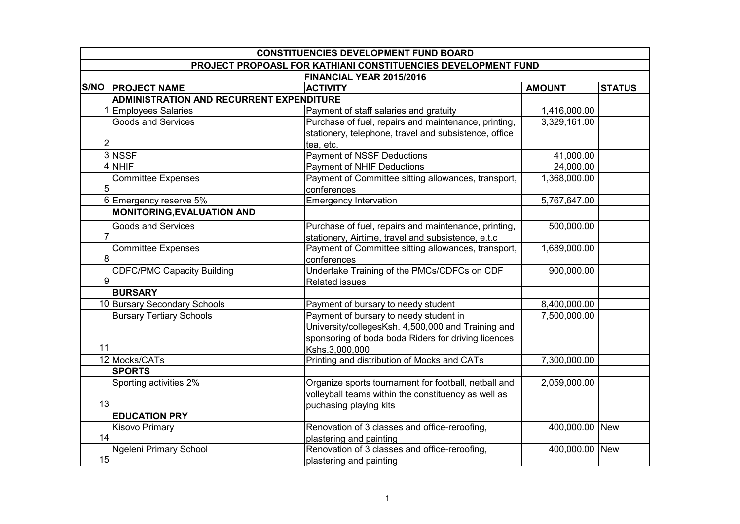| CONSTITUENCIES DEVELOPMENT FUND BOARD | | | | |
|---|---|---|---|---|
| PROJECT PROPOASL FOR KATHIANI CONSTITUENCIES DEVELOPMENT FUND | | | | |
| FINANCIAL YEAR 2015/2016 | | | | |
| **S/NO** | **PROJECT NAME** | **ACTIVITY** | **AMOUNT** | **STATUS** |
| | **ADMINISTRATION AND RECURRENT EXPENDITURE** | | | |
| 1 | Employees Salaries | Payment of staff salaries and gratuity | 1,416,000.00 | |
| 2 | Goods and Services | Purchase of fuel, repairs and maintenance, printing, stationery, telephone, travel and subsistence, office tea, etc. | 3,329,161.00 | |
| 3 | NSSF | Payment of NSSF Deductions | 41,000.00 | |
| 4 | NHIF | Payment of NHIF Deductions | 24,000.00 | |
| 5 | Committee Expenses | Payment of Committee sitting allowances, transport, conferences | 1,368,000.00 | |
| 6 | Emergency reserve 5% | Emergency Intervation | 5,767,647.00 | |
| | **MONITORING,EVALUATION AND** | | | |
| 7 | Goods and Services | Purchase of fuel, repairs and maintenance, printing, stationery, Airtime, travel and subsistence, e.t.c | 500,000.00 | |
| 8 | Committee Expenses | Payment of Committee sitting allowances, transport, conferences | 1,689,000.00 | |
| 9 | CDFC/PMC Capacity Building | Undertake Training of the PMCs/CDFCs on CDF Related issues | 900,000.00 | |
| | **BURSARY** | | | |
| 10 | Bursary Secondary Schools | Payment of bursary to needy student | 8,400,000.00 | |
| 11 | Bursary Tertiary Schools | Payment of bursary to needy student in University/collegesKsh. 4,500,000 and Training and sponsoring of boda boda Riders for driving licences Kshs.3,000,000 | 7,500,000.00 | |
| 12 | Mocks/CATs | Printing and distribution of Mocks and CATs | 7,300,000.00 | |
| | **SPORTS** | | | |
| 13 | Sporting activities 2% | Organize sports tournament for football, netball and volleyball teams within the constituency as well as puchasing playing kits | 2,059,000.00 | |
| | **EDUCATION PRY** | | | |
| 14 | Kisovo Primary | Renovation of 3 classes and office-reroofing, plastering and painting | 400,000.00 | New |
| 15 | Ngeleni Primary School | Renovation of 3 classes and office-reroofing, plastering and painting | 400,000.00 | New |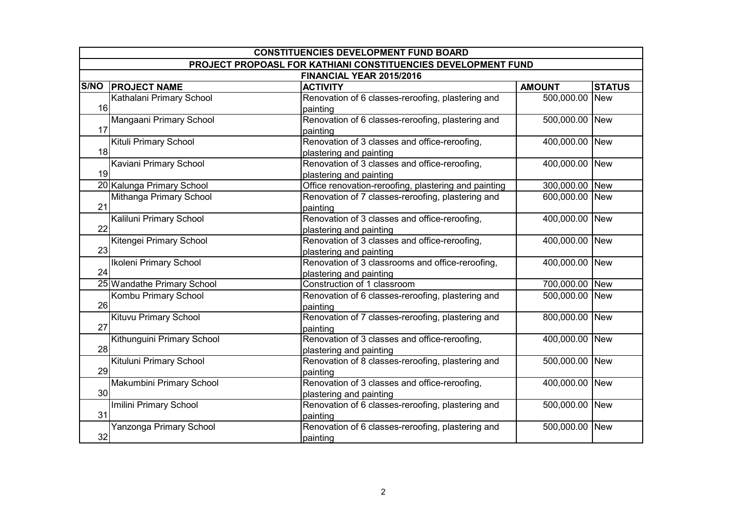| CONSTITUENCIES DEVELOPMENT FUND BOARD | | | | |
|---|---|---|---|---|
| PROJECT PROPOASL FOR KATHIANI CONSTITUENCIES DEVELOPMENT FUND | | | | |
| FINANCIAL YEAR 2015/2016 | | | | |
| **S/NO** | **PROJECT NAME** | **ACTIVITY** | **AMOUNT** | **STATUS** |
| 16 | Kathalani Primary School | Renovation of 6 classes-reroofing, plastering and painting | 500,000.00 | New |
| 17 | Mangaani Primary School | Renovation of 6 classes-reroofing, plastering and painting | 500,000.00 | New |
| 18 | Kituli Primary School | Renovation of 3 classes and office-reroofing, plastering and painting | 400,000.00 | New |
| 19 | Kaviani Primary School | Renovation of 3 classes and office-reroofing, plastering and painting | 400,000.00 | New |
| 20 | Kalunga Primary School | Office renovation-reroofing, plastering and painting | 300,000.00 | New |
| 21 | Mithanga Primary School | Renovation of 7 classes-reroofing, plastering and painting | 600,000.00 | New |
| 22 | Kaliluni Primary School | Renovation of 3 classes and office-reroofing, plastering and painting | 400,000.00 | New |
| 23 | Kitengei Primary School | Renovation of 3 classes and office-reroofing, plastering and painting | 400,000.00 | New |
| 24 | Ikoleni Primary School | Renovation of 3 classrooms and office-reroofing, plastering and painting | 400,000.00 | New |
| 25 | Wandathe Primary School | Construction of 1 classroom | 700,000.00 | New |
| 26 | Kombu Primary School | Renovation of 6 classes-reroofing, plastering and painting | 500,000.00 | New |
| 27 | Kituvu Primary School | Renovation of 7 classes-reroofing, plastering and painting | 800,000.00 | New |
| 28 | Kithunguini Primary School | Renovation of 3 classes and office-reroofing, plastering and painting | 400,000.00 | New |
| 29 | Kituluni Primary School | Renovation of 8 classes-reroofing, plastering and painting | 500,000.00 | New |
| 30 | Makumbini Primary School | Renovation of 3 classes and office-reroofing, plastering and painting | 400,000.00 | New |
| 31 | Imilini Primary School | Renovation of 6 classes-reroofing, plastering and painting | 500,000.00 | New |
| 32 | Yanzonga Primary School | Renovation of 6 classes-reroofing, plastering and painting | 500,000.00 | New |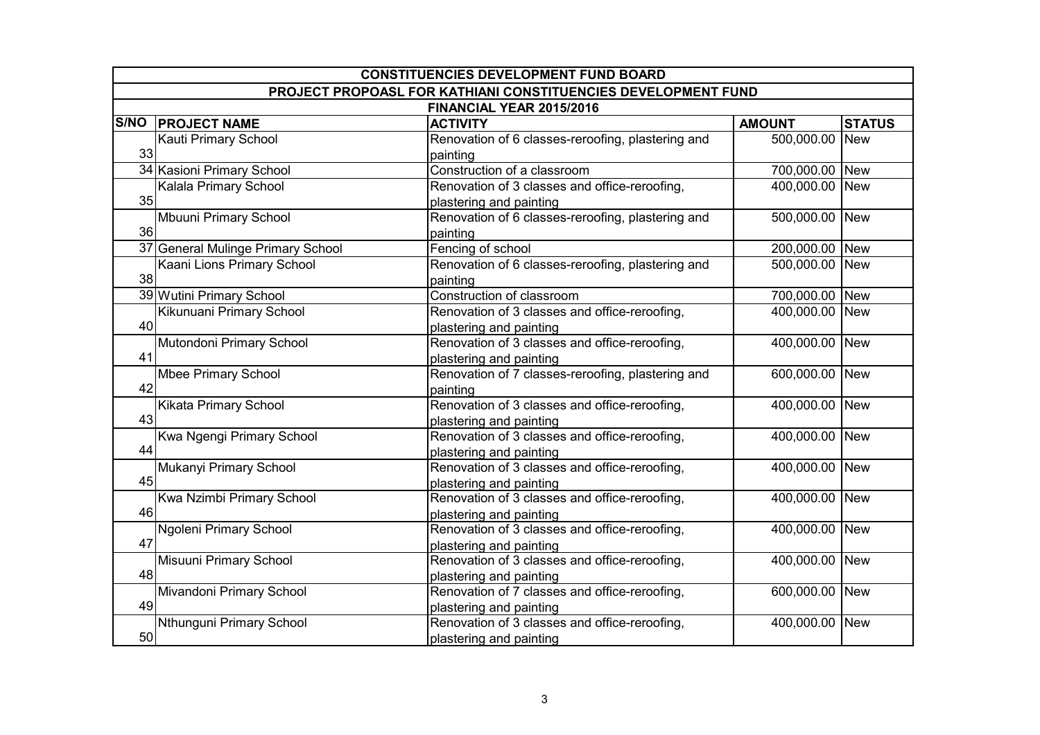| CONSTITUENCIES DEVELOPMENT FUND BOARD | | | | |
|---|---|---|---|---|
| PROJECT PROPOASL FOR KATHIANI CONSTITUENCIES DEVELOPMENT FUND | | | | |
| FINANCIAL YEAR 2015/2016 | | | | |
| S/NO | PROJECT NAME | ACTIVITY | AMOUNT | STATUS |
| 33 | Kauti Primary School | Renovation of 6 classes-reroofing, plastering and painting | 500,000.00 | New |
| 34 | Kasioni Primary School | Construction of a classroom | 700,000.00 | New |
| 35 | Kalala Primary School | Renovation of 3 classes and office-reroofing, plastering and painting | 400,000.00 | New |
| 36 | Mbuuni Primary School | Renovation of 6 classes-reroofing, plastering and painting | 500,000.00 | New |
| 37 | General Mulinge Primary School | Fencing of school | 200,000.00 | New |
| 38 | Kaani Lions Primary School | Renovation of 6 classes-reroofing, plastering and painting | 500,000.00 | New |
| 39 | Wutini Primary School | Construction of classroom | 700,000.00 | New |
| 40 | Kikunuani Primary School | Renovation of 3 classes and office-reroofing, plastering and painting | 400,000.00 | New |
| 41 | Mutondoni Primary School | Renovation of 3 classes and office-reroofing, plastering and painting | 400,000.00 | New |
| 42 | Mbee Primary School | Renovation of 7 classes-reroofing, plastering and painting | 600,000.00 | New |
| 43 | Kikata Primary School | Renovation of 3 classes and office-reroofing, plastering and painting | 400,000.00 | New |
| 44 | Kwa Ngengi Primary School | Renovation of 3 classes and office-reroofing, plastering and painting | 400,000.00 | New |
| 45 | Mukanyi Primary School | Renovation of 3 classes and office-reroofing, plastering and painting | 400,000.00 | New |
| 46 | Kwa Nzimbi Primary School | Renovation of 3 classes and office-reroofing, plastering and painting | 400,000.00 | New |
| 47 | Ngoleni Primary School | Renovation of 3 classes and office-reroofing, plastering and painting | 400,000.00 | New |
| 48 | Misuuni Primary School | Renovation of 3 classes and office-reroofing, plastering and painting | 400,000.00 | New |
| 49 | Mivandoni Primary School | Renovation of 7 classes and office-reroofing, plastering and painting | 600,000.00 | New |
| 50 | Nthunguni Primary School | Renovation of 3 classes and office-reroofing, plastering and painting | 400,000.00 | New |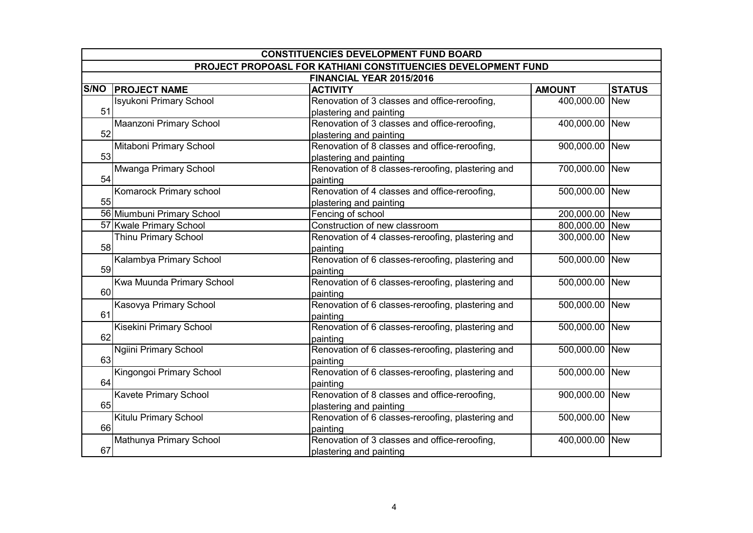| CONSTITUENCIES DEVELOPMENT FUND BOARD | | | | |
|---|---|---|---|---|
| PROJECT PROPOASL FOR KATHIANI CONSTITUENCIES DEVELOPMENT FUND | | | | |
| FINANCIAL YEAR 2015/2016 | | | | |
| **S/NO** | **PROJECT NAME** | **ACTIVITY** | **AMOUNT** | **STATUS** |
| 51 | Isyukoni Primary School | Renovation of 3 classes and office-reroofing, plastering and painting | 400,000.00 | New |
| 52 | Maanzoni Primary School | Renovation of 3 classes and office-reroofing, plastering and painting | 400,000.00 | New |
| 53 | Mitaboni Primary School | Renovation of 8 classes and office-reroofing, plastering and painting | 900,000.00 | New |
| 54 | Mwanga Primary School | Renovation of 8 classes-reroofing, plastering and painting | 700,000.00 | New |
| 55 | Komarock Primary school | Renovation of 4 classes and office-reroofing, plastering and painting | 500,000.00 | New |
| 56 | Miumbuni Primary School | Fencing of school | 200,000.00 | New |
| 57 | Kwale Primary School | Construction of new classroom | 800,000.00 | New |
| 58 | Thinu Primary School | Renovation of 4 classes-reroofing, plastering and painting | 300,000.00 | New |
| 59 | Kalambya Primary School | Renovation of 6 classes-reroofing, plastering and painting | 500,000.00 | New |
| 60 | Kwa Muunda Primary School | Renovation of 6 classes-reroofing, plastering and painting | 500,000.00 | New |
| 61 | Kasovya Primary School | Renovation of 6 classes-reroofing, plastering and painting | 500,000.00 | New |
| 62 | Kisekini Primary School | Renovation of 6 classes-reroofing, plastering and painting | 500,000.00 | New |
| 63 | Ngiini Primary School | Renovation of 6 classes-reroofing, plastering and painting | 500,000.00 | New |
| 64 | Kingongoi Primary School | Renovation of 6 classes-reroofing, plastering and painting | 500,000.00 | New |
| 65 | Kavete Primary School | Renovation of 8 classes and office-reroofing, plastering and painting | 900,000.00 | New |
| 66 | Kitulu Primary School | Renovation of 6 classes-reroofing, plastering and painting | 500,000.00 | New |
| 67 | Mathunya Primary School | Renovation of 3 classes and office-reroofing, plastering and painting | 400,000.00 | New |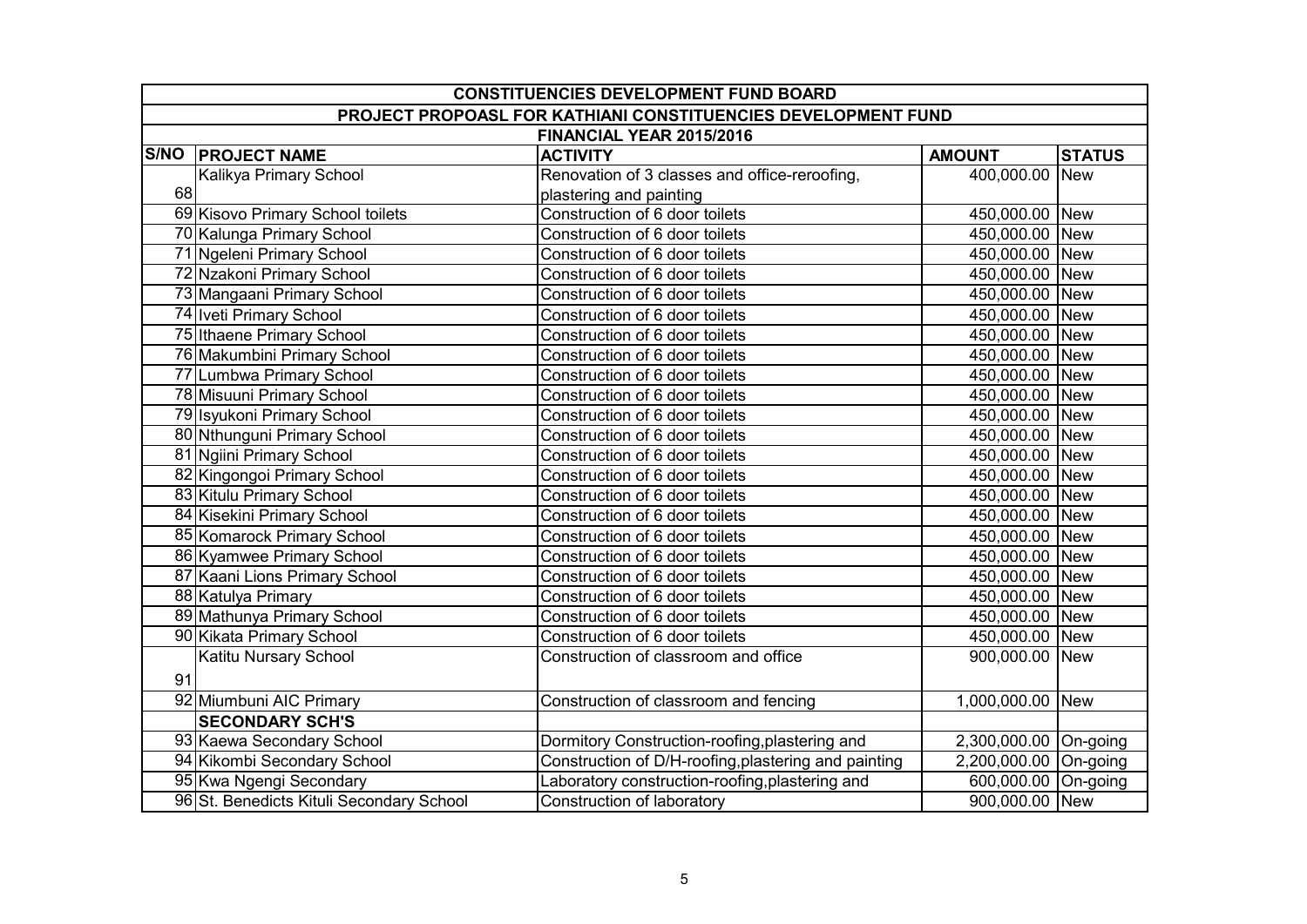| CONSTITUENCIES DEVELOPMENT FUND BOARD | | | | |
|---|---|---|---|---|
| PROJECT PROPOASL FOR KATHIANI CONSTITUENCIES DEVELOPMENT FUND | | | | |
| FINANCIAL YEAR 2015/2016 | | | | |
| **S/NO** | **PROJECT NAME** | **ACTIVITY** | **AMOUNT** | **STATUS** |
| 68 | Kalikya Primary School | Renovation of 3 classes and office-reroofing, plastering and painting | 400,000.00 | New |
| 69 | Kisovo Primary School toilets | Construction of 6 door toilets | 450,000.00 | New |
| 70 | Kalunga Primary School | Construction of 6 door toilets | 450,000.00 | New |
| 71 | Ngeleni Primary School | Construction of 6 door toilets | 450,000.00 | New |
| 72 | Nzakoni Primary School | Construction of 6 door toilets | 450,000.00 | New |
| 73 | Mangaani Primary School | Construction of 6 door toilets | 450,000.00 | New |
| 74 | Iveti Primary School | Construction of 6 door toilets | 450,000.00 | New |
| 75 | Ithaene Primary School | Construction of 6 door toilets | 450,000.00 | New |
| 76 | Makumbini Primary School | Construction of 6 door toilets | 450,000.00 | New |
| 77 | Lumbwa Primary School | Construction of 6 door toilets | 450,000.00 | New |
| 78 | Misuuni Primary School | Construction of 6 door toilets | 450,000.00 | New |
| 79 | Isyukoni Primary School | Construction of 6 door toilets | 450,000.00 | New |
| 80 | Nthunguni Primary School | Construction of 6 door toilets | 450,000.00 | New |
| 81 | Ngiini Primary School | Construction of 6 door toilets | 450,000.00 | New |
| 82 | Kingongoi Primary School | Construction of 6 door toilets | 450,000.00 | New |
| 83 | Kitulu Primary School | Construction of 6 door toilets | 450,000.00 | New |
| 84 | Kisekini Primary School | Construction of 6 door toilets | 450,000.00 | New |
| 85 | Komarock Primary School | Construction of 6 door toilets | 450,000.00 | New |
| 86 | Kyamwee Primary School | Construction of 6 door toilets | 450,000.00 | New |
| 87 | Kaani Lions Primary School | Construction of 6 door toilets | 450,000.00 | New |
| 88 | Katulya Primary | Construction of 6 door toilets | 450,000.00 | New |
| 89 | Mathunya Primary School | Construction of 6 door toilets | 450,000.00 | New |
| 90 | Kikata Primary School | Construction of 6 door toilets | 450,000.00 | New |
| 91 | Katitu Nursary School | Construction of classroom and office | 900,000.00 | New |
| 92 | Miumbuni AIC Primary | Construction of classroom and fencing | 1,000,000.00 | New |
| | **SECONDARY SCH'S** | | | |
| 93 | Kaewa Secondary School | Dormitory Construction-roofing,plastering and | 2,300,000.00 | On-going |
| 94 | Kikombi Secondary School | Construction of D/H-roofing,plastering and painting | 2,200,000.00 | On-going |
| 95 | Kwa Ngengi Secondary | Laboratory construction-roofing,plastering and | 600,000.00 | On-going |
| 96 | St. Benedicts Kituli Secondary School | Construction of laboratory | 900,000.00 | New |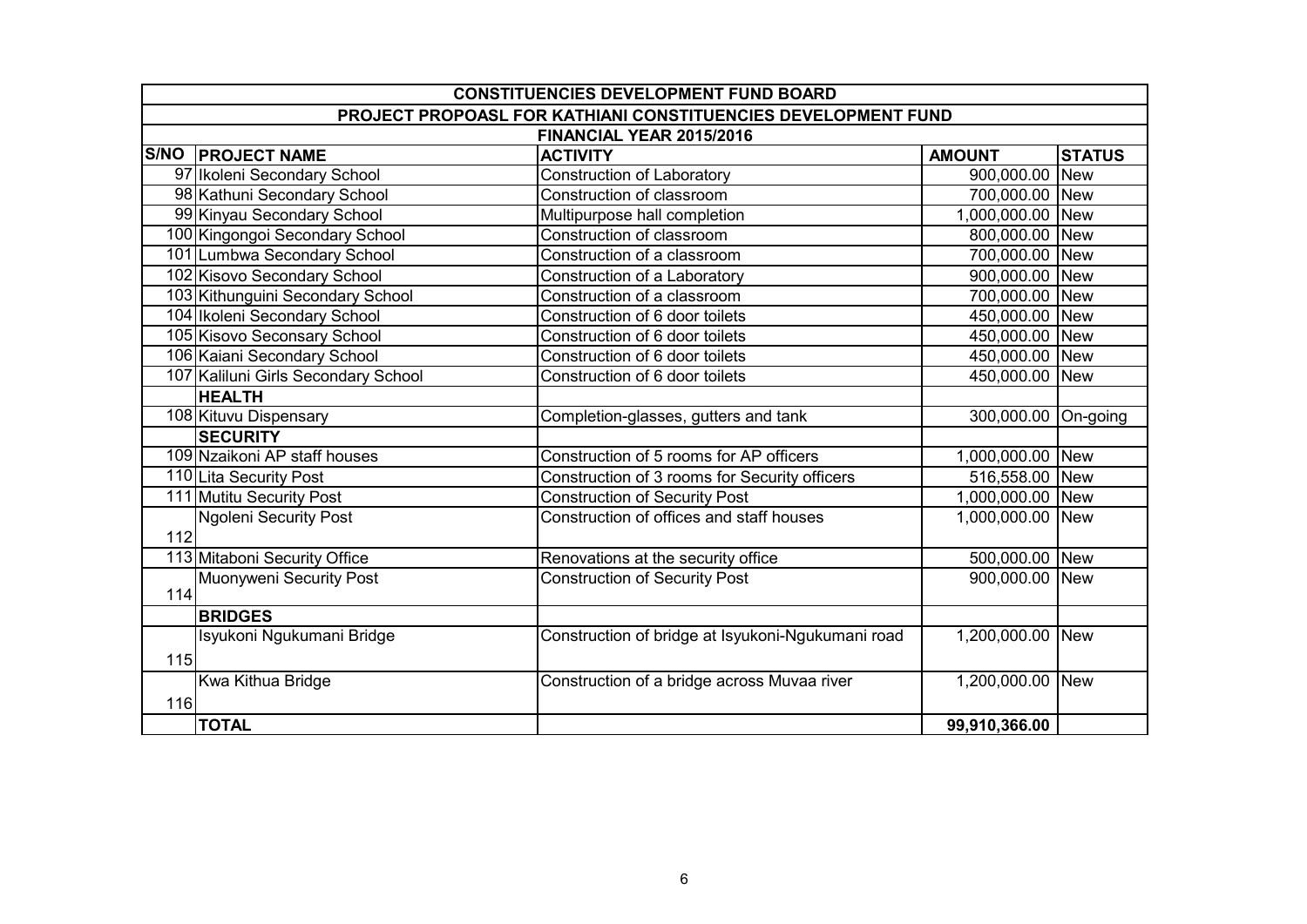| CONSTITUENCIES DEVELOPMENT FUND BOARD | | | | |
|---|---|---|---|---|
| PROJECT PROPOASL FOR KATHIANI CONSTITUENCIES DEVELOPMENT FUND | | | | |
| FINANCIAL YEAR 2015/2016 | | | | |
| **S/NO** | **PROJECT NAME** | **ACTIVITY** | **AMOUNT** | **STATUS** |
| 97 | Ikoleni Secondary School | Construction of Laboratory | 900,000.00 | New |
| 98 | Kathuni Secondary School | Construction of classroom | 700,000.00 | New |
| 99 | Kinyau Secondary School | Multipurpose hall completion | 1,000,000.00 | New |
| 100 | Kingongoi Secondary School | Construction of classroom | 800,000.00 | New |
| 101 | Lumbwa Secondary School | Construction of a classroom | 700,000.00 | New |
| 102 | Kisovo Secondary School | Construction of a Laboratory | 900,000.00 | New |
| 103 | Kithunguini Secondary School | Construction of a classroom | 700,000.00 | New |
| 104 | Ikoleni Secondary School | Construction of 6 door toilets | 450,000.00 | New |
| 105 | Kisovo Seconsary School | Construction of 6 door toilets | 450,000.00 | New |
| 106 | Kaiani Secondary School | Construction of 6 door toilets | 450,000.00 | New |
| 107 | Kaliluni Girls Secondary School | Construction of 6 door toilets | 450,000.00 | New |
| | **HEALTH** | | | |
| 108 | Kituvu Dispensary | Completion-glasses, gutters and tank | 300,000.00 | On-going |
| | **SECURITY** | | | |
| 109 | Nzaikoni AP staff houses | Construction of 5 rooms for AP officers | 1,000,000.00 | New |
| 110 | Lita Security Post | Construction of 3 rooms for Security officers | 516,558.00 | New |
| 111 | Mutitu Security Post | Construction of Security Post | 1,000,000.00 | New |
| 112 | Ngoleni Security Post | Construction of offices and staff houses | 1,000,000.00 | New |
| 113 | Mitaboni Security Office | Renovations at the security office | 500,000.00 | New |
| 114 | Muonyweni Security Post | Construction of Security Post | 900,000.00 | New |
| | **BRIDGES** | | | |
| 115 | Isyukoni Ngukumani Bridge | Construction of bridge at Isyukoni-Ngukumani road | 1,200,000.00 | New |
| 116 | Kwa Kithua Bridge | Construction of a bridge across Muvaa river | 1,200,000.00 | New |
| | **TOTAL** | | **99,910,366.00** | |